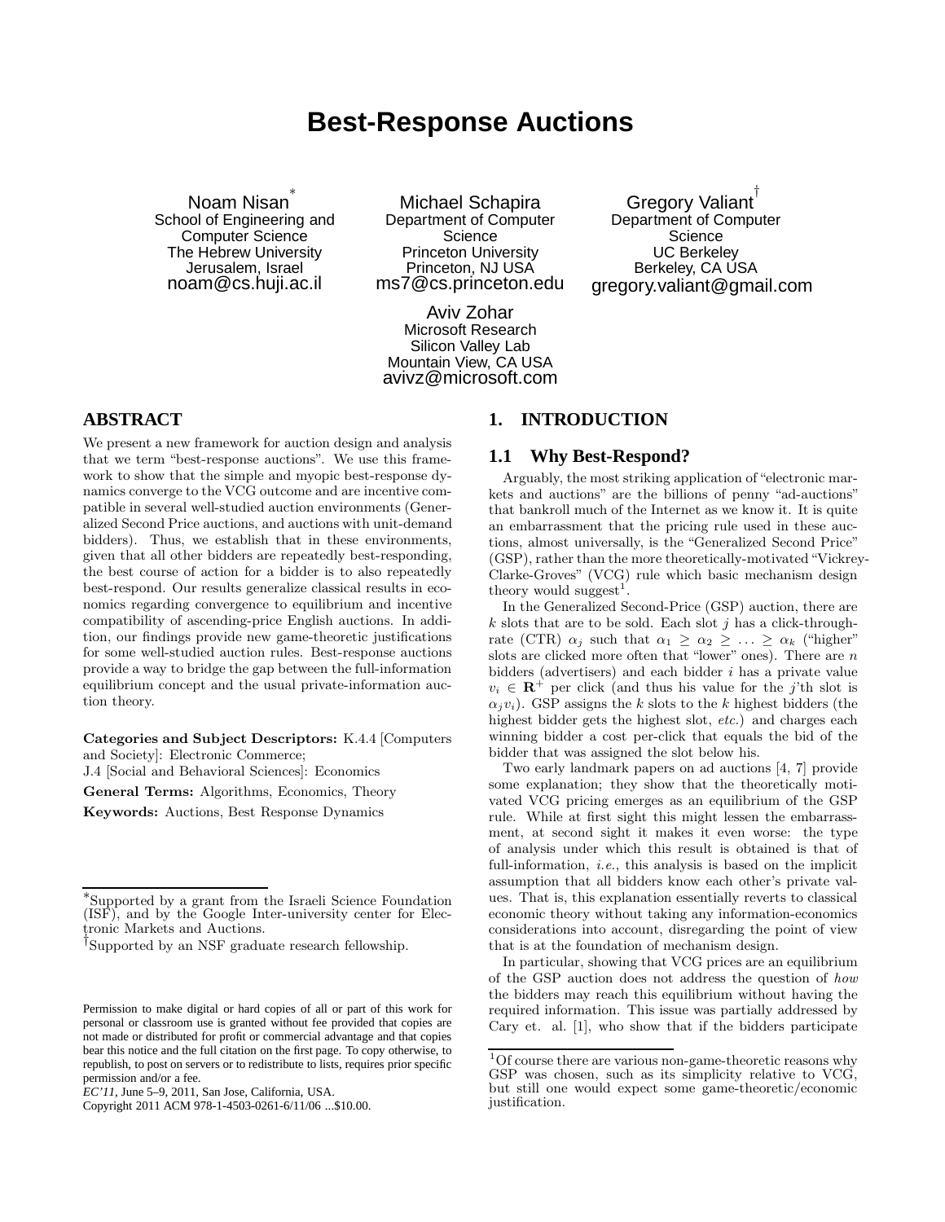# Best-Response Auctions

Noam Nisan[*]
School of Engineering and Computer Science
The Hebrew University
Jerusalem, Israel
noam@cs.huji.ac.il

Michael Schapira
Department of Computer Science
Princeton University
Princeton, NJ USA
ms7@cs.princeton.edu

Gregory Valiant[†]
Department of Computer Science
UC Berkeley
Berkeley, CA USA
gregory.valiant@gmail.com

Aviv Zohar
Microsoft Research
Silicon Valley Lab
Mountain View, CA USA
avivz@microsoft.com

## ABSTRACT

We present a new framework for auction design and analysis that we term "best-response auctions". We use this framework to show that the simple and myopic best-response dynamics converge to the VCG outcome and are incentive compatible in several well-studied auction environments (Generalized Second Price auctions, and auctions with unit-demand bidders). Thus, we establish that in these environments, given that all other bidders are repeatedly best-responding, the best course of action for a bidder is to also repeatedly best-respond. Our results generalize classical results in economics regarding convergence to equilibrium and incentive compatibility of ascending-price English auctions. In addition, our findings provide new game-theoretic justifications for some well-studied auction rules. Best-response auctions provide a way to bridge the gap between the full-information equilibrium concept and the usual private-information auction theory.

**Categories and Subject Descriptors:** K.4.4 [Computers and Society]: Electronic Commerce;
J.4 [Social and Behavioral Sciences]: Economics

**General Terms:** Algorithms, Economics, Theory

**Keywords:** Auctions, Best Response Dynamics

[*]Supported by a grant from the Israeli Science Foundation (ISF), and by the Google Inter-university center for Electronic Markets and Auctions.

[†]Supported by an NSF graduate research fellowship.

Permission to make digital or hard copies of all or part of this work for personal or classroom use is granted without fee provided that copies are not made or distributed for profit or commercial advantage and that copies bear this notice and the full citation on the first page. To copy otherwise, to republish, to post on servers or to redistribute to lists, requires prior specific permission and/or a fee.
*EC'11*, June 5–9, 2011, San Jose, California, USA.
Copyright 2011 ACM 978-1-4503-0261-6/11/06 ...$10.00.

## 1. INTRODUCTION

### 1.1 Why Best-Respond?

Arguably, the most striking application of "electronic markets and auctions" are the billions of penny "ad-auctions" that bankroll much of the Internet as we know it. It is quite an embarrassment that the pricing rule used in these auctions, almost universally, is the "Generalized Second Price" (GSP), rather than the more theoretically-motivated "Vickrey-Clarke-Groves" (VCG) rule which basic mechanism design theory would suggest[1].

In the Generalized Second-Price (GSP) auction, there are $k$ slots that are to be sold. Each slot $j$ has a click-through-rate (CTR) $\alpha_j$ such that $\alpha_1 \geq \alpha_2 \geq \ldots \geq \alpha_k$ ("higher" slots are clicked more often that "lower" ones). There are $n$ bidders (advertisers) and each bidder $i$ has a private value $v_i \in \mathbf{R}^+$ per click (and thus his value for the $j$'th slot is $\alpha_j v_i$). GSP assigns the $k$ slots to the $k$ highest bidders (the highest bidder gets the highest slot, *etc.*) and charges each winning bidder a cost per-click that equals the bid of the bidder that was assigned the slot below his.

Two early landmark papers on ad auctions [4, 7] provide some explanation; they show that the theoretically motivated VCG pricing emerges as an equilibrium of the GSP rule. While at first sight this might lessen the embarrassment, at second sight it makes it even worse: the type of analysis under which this result is obtained is that of full-information, *i.e.*, this analysis is based on the implicit assumption that all bidders know each other's private values. That is, this explanation essentially reverts to classical economic theory without taking any information-economics considerations into account, disregarding the point of view that is at the foundation of mechanism design.

In particular, showing that VCG prices are an equilibrium of the GSP auction does not address the question of *how* the bidders may reach this equilibrium without having the required information. This issue was partially addressed by Cary et. al. [1], who show that if the bidders participate

[1]Of course there are various non-game-theoretic reasons why GSP was chosen, such as its simplicity relative to VCG, but still one would expect some game-theoretic/economic justification.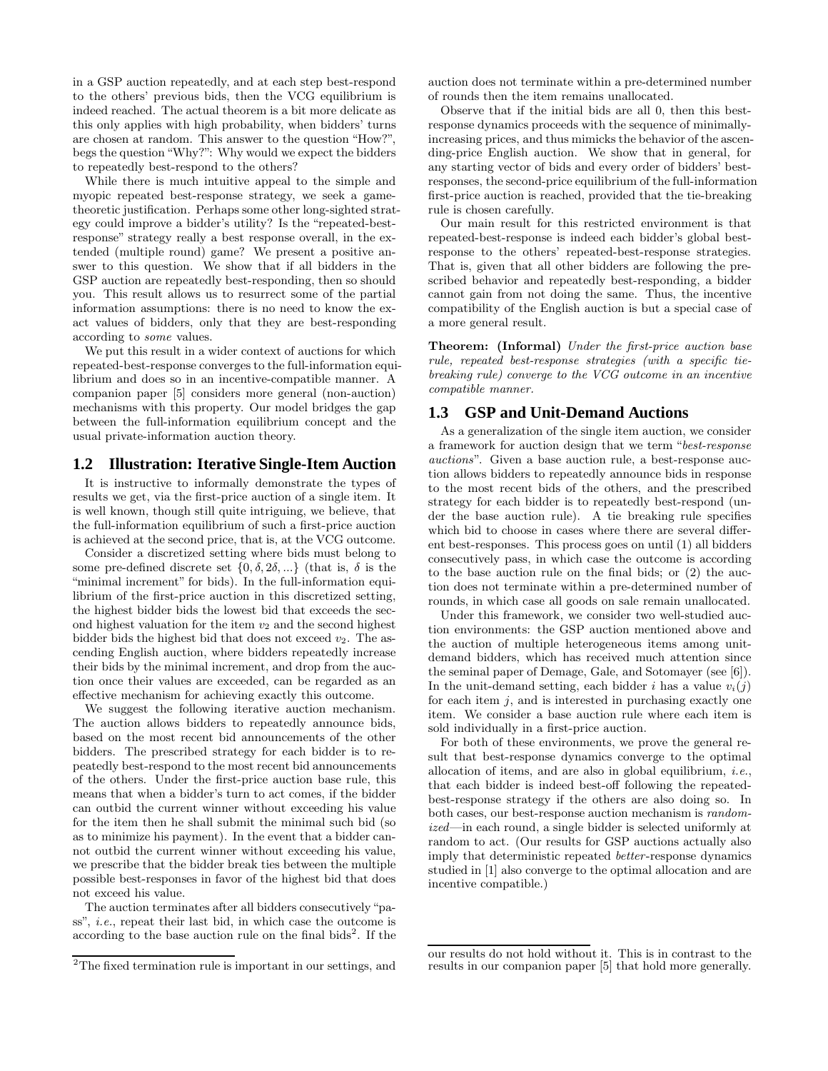in a GSP auction repeatedly, and at each step best-respond to the others' previous bids, then the VCG equilibrium is indeed reached. The actual theorem is a bit more delicate as this only applies with high probability, when bidders' turns are chosen at random. This answer to the question "How?", begs the question "Why?": Why would we expect the bidders to repeatedly best-respond to the others?

While there is much intuitive appeal to the simple and myopic repeated best-response strategy, we seek a game-theoretic justification. Perhaps some other long-sighted strategy could improve a bidder's utility? Is the "repeated-best-response" strategy really a best response overall, in the extended (multiple round) game? We present a positive answer to this question. We show that if all bidders in the GSP auction are repeatedly best-responding, then so should you. This result allows us to resurrect some of the partial information assumptions: there is no need to know the exact values of bidders, only that they are best-responding according to *some* values.

We put this result in a wider context of auctions for which repeated-best-response converges to the full-information equilibrium and does so in an incentive-compatible manner. A companion paper [5] considers more general (non-auction) mechanisms with this property. Our model bridges the gap between the full-information equilibrium concept and the usual private-information auction theory.

## 1.2 Illustration: Iterative Single-Item Auction

It is instructive to informally demonstrate the types of results we get, via the first-price auction of a single item. It is well known, though still quite intriguing, we believe, that the full-information equilibrium of such a first-price auction is achieved at the second price, that is, at the VCG outcome.

Consider a discretized setting where bids must belong to some pre-defined discrete set $\{0, \delta, 2\delta, ...\}$ (that is, $\delta$ is the "minimal increment" for bids). In the full-information equilibrium of the first-price auction in this discretized setting, the highest bidder bids the lowest bid that exceeds the second highest valuation for the item $v_2$ and the second highest bidder bids the highest bid that does not exceed $v_2$. The ascending English auction, where bidders repeatedly increase their bids by the minimal increment, and drop from the auction once their values are exceeded, can be regarded as an effective mechanism for achieving exactly this outcome.

We suggest the following iterative auction mechanism. The auction allows bidders to repeatedly announce bids, based on the most recent bid announcements of the other bidders. The prescribed strategy for each bidder is to repeatedly best-respond to the most recent bid announcements of the others. Under the first-price auction base rule, this means that when a bidder's turn to act comes, if the bidder can outbid the current winner without exceeding his value for the item then he shall submit the minimal such bid (so as to minimize his payment). In the event that a bidder cannot outbid the current winner without exceeding his value, we prescribe that the bidder break ties between the multiple possible best-responses in favor of the highest bid that does not exceed his value.

The auction terminates after all bidders consecutively "pass", *i.e.*, repeat their last bid, in which case the outcome is according to the base auction rule on the final bids[2]. If the auction does not terminate within a pre-determined number of rounds then the item remains unallocated.

Observe that if the initial bids are all 0, then this best-response dynamics proceeds with the sequence of minimally-increasing prices, and thus mimicks the behavior of the ascending-price English auction. We show that in general, for any starting vector of bids and every order of bidders' best-responses, the second-price equilibrium of the full-information first-price auction is reached, provided that the tie-breaking rule is chosen carefully.

Our main result for this restricted environment is that repeated-best-response is indeed each bidder's global best-response to the others' repeated-best-response strategies. That is, given that all other bidders are following the prescribed behavior and repeatedly best-responding, a bidder cannot gain from not doing the same. Thus, the incentive compatibility of the English auction is but a special case of a more general result.

**Theorem: (Informal)** *Under the first-price auction base rule, repeated best-response strategies (with a specific tie-breaking rule) converge to the VCG outcome in an incentive compatible manner.*

## 1.3 GSP and Unit-Demand Auctions

As a generalization of the single item auction, we consider a framework for auction design that we term "*best-response auctions*". Given a base auction rule, a best-response auction allows bidders to repeatedly announce bids in response to the most recent bids of the others, and the prescribed strategy for each bidder is to repeatedly best-respond (under the base auction rule). A tie breaking rule specifies which bid to choose in cases where there are several different best-responses. This process goes on until (1) all bidders consecutively pass, in which case the outcome is according to the base auction rule on the final bids; or (2) the auction does not terminate within a pre-determined number of rounds, in which case all goods on sale remain unallocated.

Under this framework, we consider two well-studied auction environments: the GSP auction mentioned above and the auction of multiple heterogeneous items among unit-demand bidders, which has received much attention since the seminal paper of Demage, Gale, and Sotomayer (see [6]). In the unit-demand setting, each bidder $i$ has a value $v_i(j)$ for each item $j$, and is interested in purchasing exactly one item. We consider a base auction rule where each item is sold individually in a first-price auction.

For both of these environments, we prove the general result that best-response dynamics converge to the optimal allocation of items, and are also in global equilibrium, *i.e.*, that each bidder is indeed best-off following the repeated-best-response strategy if the others are also doing so. In both cases, our best-response auction mechanism is *randomized*—in each round, a single bidder is selected uniformly at random to act. (Our results for GSP auctions actually also imply that deterministic repeated *better*-response dynamics studied in [1] also converge to the optimal allocation and are incentive compatible.)

[2] The fixed termination rule is important in our settings, and our results do not hold without it. This is in contrast to the results in our companion paper [5] that hold more generally.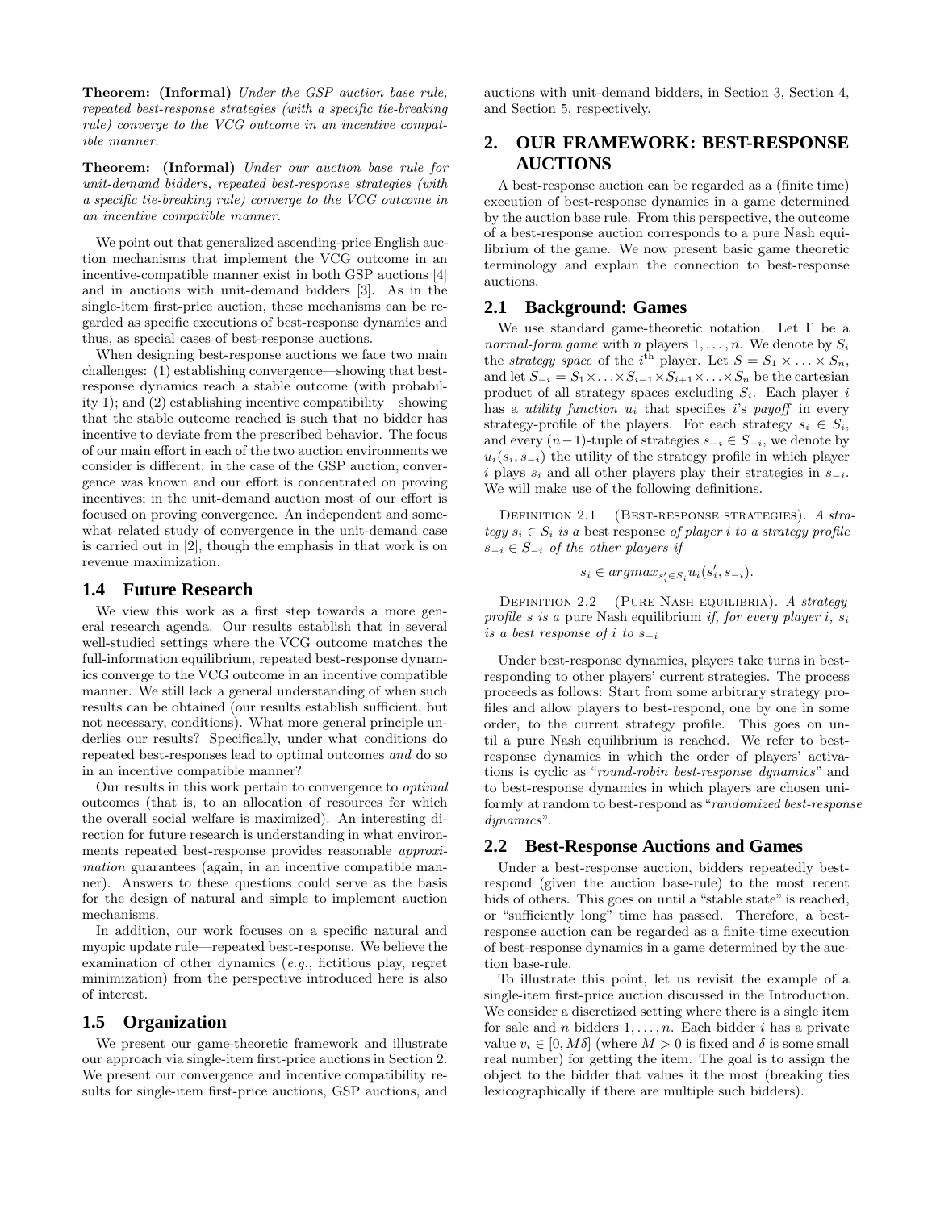**Theorem: (Informal)** *Under the GSP auction base rule, repeated best-response strategies (with a specific tie-breaking rule) converge to the VCG outcome in an incentive compatible manner.*

**Theorem: (Informal)** *Under our auction base rule for unit-demand bidders, repeated best-response strategies (with a specific tie-breaking rule) converge to the VCG outcome in an incentive compatible manner.*

We point out that generalized ascending-price English auction mechanisms that implement the VCG outcome in an incentive-compatible manner exist in both GSP auctions [4] and in auctions with unit-demand bidders [3]. As in the single-item first-price auction, these mechanisms can be regarded as specific executions of best-response dynamics and thus, as special cases of best-response auctions.

When designing best-response auctions we face two main challenges: (1) establishing convergence—showing that best-response dynamics reach a stable outcome (with probability 1); and (2) establishing incentive compatibility—showing that the stable outcome reached is such that no bidder has incentive to deviate from the prescribed behavior. The focus of our main effort in each of the two auction environments we consider is different: in the case of the GSP auction, convergence was known and our effort is concentrated on proving incentives; in the unit-demand auction most of our effort is focused on proving convergence. An independent and somewhat related study of convergence in the unit-demand case is carried out in [2], though the emphasis in that work is on revenue maximization.

## 1.4 Future Research

We view this work as a first step towards a more general research agenda. Our results establish that in several well-studied settings where the VCG outcome matches the full-information equilibrium, repeated best-response dynamics converge to the VCG outcome in an incentive compatible manner. We still lack a general understanding of when such results can be obtained (our results establish sufficient, but not necessary, conditions). What more general principle underlies our results? Specifically, under what conditions do repeated best-responses lead to optimal outcomes *and* do so in an incentive compatible manner?

Our results in this work pertain to convergence to *optimal* outcomes (that is, to an allocation of resources for which the overall social welfare is maximized). An interesting direction for future research is understanding in what environments repeated best-response provides reasonable *approximation* guarantees (again, in an incentive compatible manner). Answers to these questions could serve as the basis for the design of natural and simple to implement auction mechanisms.

In addition, our work focuses on a specific natural and myopic update rule—repeated best-response. We believe the examination of other dynamics (*e.g.*, fictitious play, regret minimization) from the perspective introduced here is also of interest.

## 1.5 Organization

We present our game-theoretic framework and illustrate our approach via single-item first-price auctions in Section 2. We present our convergence and incentive compatibility results for single-item first-price auctions, GSP auctions, and auctions with unit-demand bidders, in Section 3, Section 4, and Section 5, respectively.

# 2. OUR FRAMEWORK: BEST-RESPONSE AUCTIONS

A best-response auction can be regarded as a (finite time) execution of best-response dynamics in a game determined by the auction base rule. From this perspective, the outcome of a best-response auction corresponds to a pure Nash equilibrium of the game. We now present basic game theoretic terminology and explain the connection to best-response auctions.

## 2.1 Background: Games

We use standard game-theoretic notation. Let $\Gamma$ be a *normal-form game* with $n$ players $1, \ldots, n$. We denote by $S_i$ the *strategy space* of the $i^{\text{th}}$ player. Let $S = S_1 \times \ldots \times S_n$, and let $S_{-i} = S_1 \times \ldots \times S_{i-1} \times S_{i+1} \times \ldots \times S_n$ be the cartesian product of all strategy spaces excluding $S_i$. Each player $i$ has a *utility function* $u_i$ that specifies $i$'s *payoff* in every strategy-profile of the players. For each strategy $s_i \in S_i$, and every $(n-1)$-tuple of strategies $s_{-i} \in S_{-i}$, we denote by $u_i(s_i, s_{-i})$ the utility of the strategy profile in which player $i$ plays $s_i$ and all other players play their strategies in $s_{-i}$. We will make use of the following definitions.

Definition 2.1 (Best-response strategies). *A strategy $s_i \in S_i$ is a* best response *of player $i$ to a strategy profile $s_{-i} \in S_{-i}$ of the other players if*

$$s_i \in argmax_{s'_i \in S_i} u_i(s'_i, s_{-i}).$$

Definition 2.2 (Pure Nash equilibria). *A strategy profile $s$ is a* pure Nash equilibrium *if, for every player $i$, $s_i$ is a best response of $i$ to $s_{-i}$*

Under best-response dynamics, players take turns in best-responding to other players' current strategies. The process proceeds as follows: Start from some arbitrary strategy profiles and allow players to best-respond, one by one in some order, to the current strategy profile. This goes on until a pure Nash equilibrium is reached. We refer to best-response dynamics in which the order of players' activations is cyclic as "*round-robin best-response dynamics*" and to best-response dynamics in which players are chosen uniformly at random to best-respond as "*randomized best-response dynamics*".

## 2.2 Best-Response Auctions and Games

Under a best-response auction, bidders repeatedly best-respond (given the auction base-rule) to the most recent bids of others. This goes on until a "stable state" is reached, or "sufficiently long" time has passed. Therefore, a best-response auction can be regarded as a finite-time execution of best-response dynamics in a game determined by the auction base-rule.

To illustrate this point, let us revisit the example of a single-item first-price auction discussed in the Introduction. We consider a discretized setting where there is a single item for sale and $n$ bidders $1, \ldots, n$. Each bidder $i$ has a private value $v_i \in [0, M\delta]$ (where $M > 0$ is fixed and $\delta$ is some small real number) for getting the item. The goal is to assign the object to the bidder that values it the most (breaking ties lexicographically if there are multiple such bidders).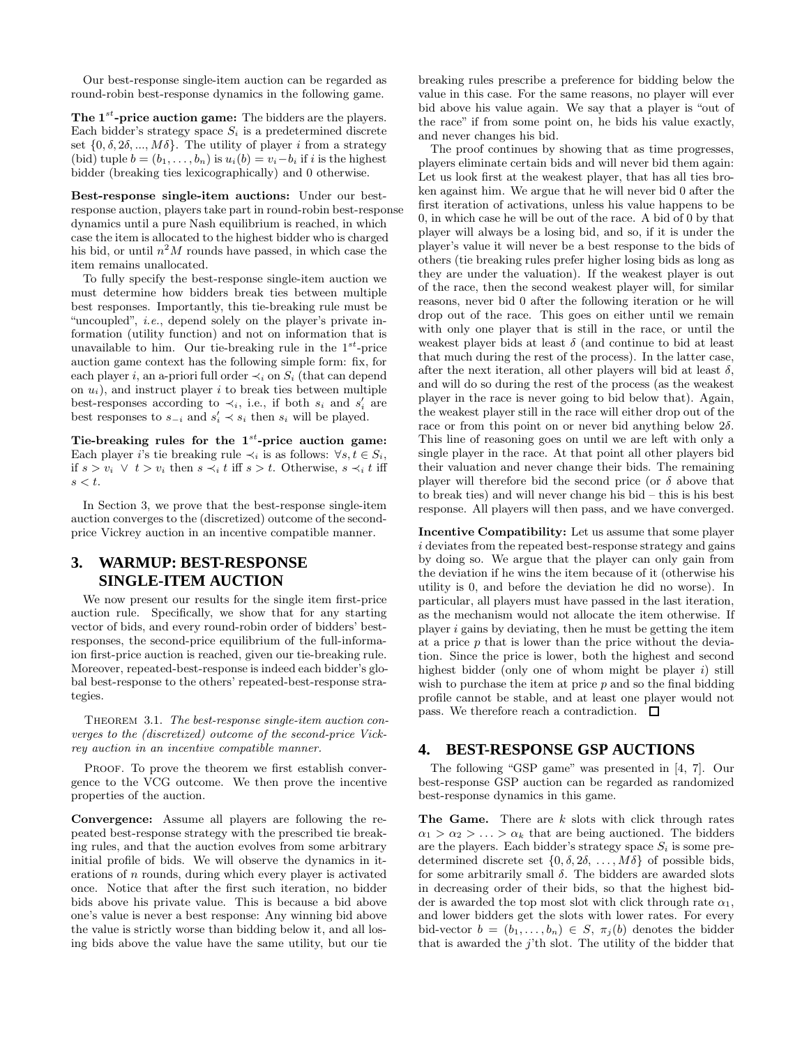Our best-response single-item auction can be regarded as round-robin best-response dynamics in the following game.

**The $1^{st}$-price auction game:** The bidders are the players. Each bidder's strategy space $S_i$ is a predetermined discrete set $\{0, \delta, 2\delta, ..., M\delta\}$. The utility of player $i$ from a strategy (bid) tuple $b = (b_1, \ldots, b_n)$ is $u_i(b) = v_i - b_i$ if $i$ is the highest bidder (breaking ties lexicographically) and 0 otherwise.

**Best-response single-item auctions:** Under our best-response auction, players take part in round-robin best-response dynamics until a pure Nash equilibrium is reached, in which case the item is allocated to the highest bidder who is charged his bid, or until $n^2M$ rounds have passed, in which case the item remains unallocated.

To fully specify the best-response single-item auction we must determine how bidders break ties between multiple best responses. Importantly, this tie-breaking rule must be "uncoupled", *i.e.*, depend solely on the player's private information (utility function) and not on information that is unavailable to him. Our tie-breaking rule in the $1^{st}$-price auction game context has the following simple form: fix, for each player $i$, an a-priori full order $\prec_i$ on $S_i$ (that can depend on $u_i$), and instruct player $i$ to break ties between multiple best-responses according to $\prec_i$, i.e., if both $s_i$ and $s'_i$ are best responses to $s_{-i}$ and $s'_i \prec s_i$ then $s_i$ will be played.

**Tie-breaking rules for the $1^{st}$-price auction game:** Each player $i$'s tie breaking rule $\prec_i$ is as follows: $\forall s, t \in S_i$, if $s > v_i \lor t > v_i$ then $s \prec_i t$ iff $s > t$. Otherwise, $s \prec_i t$ iff $s < t$.

In Section 3, we prove that the best-response single-item auction converges to the (discretized) outcome of the second-price Vickrey auction in an incentive compatible manner.

## 3. WARMUP: BEST-RESPONSE SINGLE-ITEM AUCTION

We now present our results for the single item first-price auction rule. Specifically, we show that for any starting vector of bids, and every round-robin order of bidders' best-responses, the second-price equilibrium of the full-information first-price auction is reached, given our tie-breaking rule. Moreover, repeated-best-response is indeed each bidder's global best-response to the others' repeated-best-response strategies.

THEOREM 3.1. *The best-response single-item auction converges to the (discretized) outcome of the second-price Vickrey auction in an incentive compatible manner.*

PROOF. To prove the theorem we first establish convergence to the VCG outcome. We then prove the incentive properties of the auction.

**Convergence:** Assume all players are following the repeated best-response strategy with the prescribed tie breaking rules, and that the auction evolves from some arbitrary initial profile of bids. We will observe the dynamics in iterations of $n$ rounds, during which every player is activated once. Notice that after the first such iteration, no bidder bids above his private value. This is because a bid above one's value is never a best response: Any winning bid above the value is strictly worse than bidding below it, and all losing bids above the value have the same utility, but our tie breaking rules prescribe a preference for bidding below the value in this case. For the same reasons, no player will ever bid above his value again. We say that a player is "out of the race" if from some point on, he bids his value exactly, and never changes his bid.

The proof continues by showing that as time progresses, players eliminate certain bids and will never bid them again: Let us look first at the weakest player, that has all ties broken against him. We argue that he will never bid 0 after the first iteration of activations, unless his value happens to be 0, in which case he will be out of the race. A bid of 0 by that player will always be a losing bid, and so, if it is under the player's value it will never be a best response to the bids of others (tie breaking rules prefer higher losing bids as long as they are under the valuation). If the weakest player is out of the race, then the second weakest player will, for similar reasons, never bid 0 after the following iteration or he will drop out of the race. This goes on either until we remain with only one player that is still in the race, or until the weakest player bids at least $\delta$ (and continue to bid at least that much during the rest of the process). In the latter case, after the next iteration, all other players will bid at least $\delta$, and will do so during the rest of the process (as the weakest player in the race is never going to bid below that). Again, the weakest player still in the race will either drop out of the race or from this point on or never bid anything below $2\delta$. This line of reasoning goes on until we are left with only a single player in the race. At that point all other players bid their valuation and never change their bids. The remaining player will therefore bid the second price (or $\delta$ above that to break ties) and will never change his bid – this is his best response. All players will then pass, and we have converged.

**Incentive Compatibility:** Let us assume that some player $i$ deviates from the repeated best-response strategy and gains by doing so. We argue that the player can only gain from the deviation if he wins the item because of it (otherwise his utility is 0, and before the deviation he did no worse). In particular, all players must have passed in the last iteration, as the mechanism would not allocate the item otherwise. If player $i$ gains by deviating, then he must be getting the item at a price $p$ that is lower than the price without the deviation. Since the price is lower, both the highest and second highest bidder (only one of whom might be player $i$) still wish to purchase the item at price $p$ and so the final bidding profile cannot be stable, and at least one player would not pass. We therefore reach a contradiction. □

## 4. BEST-RESPONSE GSP AUCTIONS

The following "GSP game" was presented in [4, 7]. Our best-response GSP auction can be regarded as randomized best-response dynamics in this game.

**The Game.** There are $k$ slots with click through rates $\alpha_1 > \alpha_2 > \ldots > \alpha_k$ that are being auctioned. The bidders are the players. Each bidder's strategy space $S_i$ is some predetermined discrete set $\{0, \delta, 2\delta, \ldots, M\delta\}$ of possible bids, for some arbitrarily small $\delta$. The bidders are awarded slots in decreasing order of their bids, so that the highest bidder is awarded the top most slot with click through rate $\alpha_1$, and lower bidders get the slots with lower rates. For every bid-vector $b = (b_1, \ldots, b_n) \in S$, $\pi_j(b)$ denotes the bidder that is awarded the $j$'th slot. The utility of the bidder that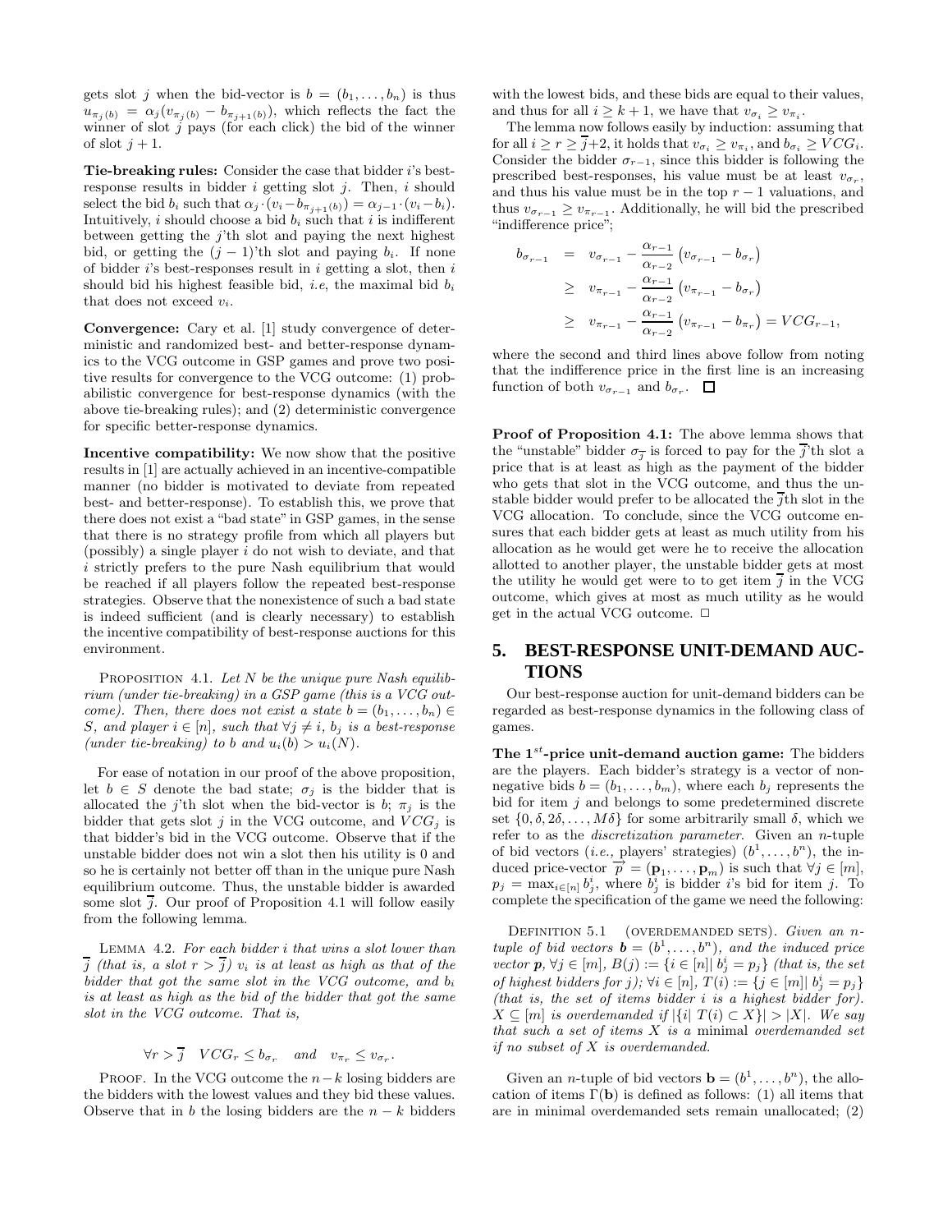gets slot $j$ when the bid-vector is $b = (b_1, \ldots, b_n)$ is thus $u_{\pi_j(b)} = \alpha_j(v_{\pi_j(b)} - b_{\pi_{j+1}(b)})$, which reflects the fact the winner of slot $j$ pays (for each click) the bid of the winner of slot $j+1$.

**Tie-breaking rules:** Consider the case that bidder $i$'s best-response results in bidder $i$ getting slot $j$. Then, $i$ should select the bid $b_i$ such that $\alpha_j \cdot (v_i - b_{\pi_{j+1}(b)}) = \alpha_{j-1} \cdot (v_i - b_i)$. Intuitively, $i$ should choose a bid $b_i$ such that $i$ is indifferent between getting the $j$'th slot and paying the next highest bid, or getting the $(j-1)$'th slot and paying $b_i$. If none of bidder $i$'s best-responses result in $i$ getting a slot, then $i$ should bid his highest feasible bid, *i.e*, the maximal bid $b_i$ that does not exceed $v_i$.

**Convergence:** Cary et al. [1] study convergence of deterministic and randomized best- and better-response dynamics to the VCG outcome in GSP games and prove two positive results for convergence to the VCG outcome: (1) probabilistic convergence for best-response dynamics (with the above tie-breaking rules); and (2) deterministic convergence for specific better-response dynamics.

**Incentive compatibility:** We now show that the positive results in [1] are actually achieved in an incentive-compatible manner (no bidder is motivated to deviate from repeated best- and better-response). To establish this, we prove that there does not exist a "bad state" in GSP games, in the sense that there is no strategy profile from which all players but (possibly) a single player $i$ do not wish to deviate, and that $i$ strictly prefers to the pure Nash equilibrium that would be reached if all players follow the repeated best-response strategies. Observe that the nonexistence of such a bad state is indeed sufficient (and is clearly necessary) to establish the incentive compatibility of best-response auctions for this environment.

Proposition 4.1. *Let $N$ be the unique pure Nash equilibrium (under tie-breaking) in a GSP game (this is a VCG outcome). Then, there does not exist a state $b = (b_1, \ldots, b_n) \in S$, and player $i \in [n]$, such that $\forall j \neq i$, $b_j$ is a best-response (under tie-breaking) to $b$ and $u_i(b) > u_i(N)$.*

For ease of notation in our proof of the above proposition, let $b \in S$ denote the bad state; $\sigma_j$ is the bidder that is allocated the $j$'th slot when the bid-vector is $b$; $\pi_j$ is the bidder that gets slot $j$ in the VCG outcome, and $VCG_j$ is that bidder's bid in the VCG outcome. Observe that if the unstable bidder does not win a slot then his utility is 0 and so he is certainly not better off than in the unique pure Nash equilibrium outcome. Thus, the unstable bidder is awarded some slot $\overline{j}$. Our proof of Proposition 4.1 will follow easily from the following lemma.

Lemma 4.2. *For each bidder $i$ that wins a slot lower than $\overline{j}$ (that is, a slot $r > \overline{j}$) $v_i$ is at least as high as that of the bidder that got the same slot in the VCG outcome, and $b_i$ is at least as high as the bid of the bidder that got the same slot in the VCG outcome. That is,*

$$\forall r > \overline{j} \quad VCG_r \leq b_{\sigma_r} \quad \text{and} \quad v_{\pi_r} \leq v_{\sigma_r}.$$

Proof. In the VCG outcome the $n-k$ losing bidders are the bidders with the lowest values and they bid these values. Observe that in $b$ the losing bidders are the $n-k$ bidders with the lowest bids, and these bids are equal to their values, and thus for all $i \geq k+1$, we have that $v_{\sigma_i} \geq v_{\pi_i}$.

The lemma now follows easily by induction: assuming that for all $i \geq r \geq \overline{j}+2$, it holds that $v_{\sigma_i} \geq v_{\pi_i}$, and $b_{\sigma_i} \geq VCG_i$. Consider the bidder $\sigma_{r-1}$, since this bidder is following the prescribed best-responses, his value must be at least $v_{\sigma_r}$, and thus his value must be in the top $r-1$ valuations, and thus $v_{\sigma_{r-1}} \geq v_{\pi_{r-1}}$. Additionally, he will bid the prescribed "indifference price";

$$\begin{aligned} b_{\sigma_{r-1}} &= v_{\sigma_{r-1}} - \frac{\alpha_{r-1}}{\alpha_{r-2}} \left(v_{\sigma_{r-1}} - b_{\sigma_r}\right) \\ &\geq v_{\pi_{r-1}} - \frac{\alpha_{r-1}}{\alpha_{r-2}} \left(v_{\pi_{r-1}} - b_{\sigma_r}\right) \\ &\geq v_{\pi_{r-1}} - \frac{\alpha_{r-1}}{\alpha_{r-2}} \left(v_{\pi_{r-1}} - b_{\pi_r}\right) = VCG_{r-1}, \end{aligned}$$

where the second and third lines above follow from noting that the indifference price in the first line is an increasing function of both $v_{\sigma_{r-1}}$ and $b_{\sigma_r}$. □

**Proof of Proposition 4.1:** The above lemma shows that the "unstable" bidder $\sigma_{\overline{j}}$ is forced to pay for the $\overline{j}$'th slot a price that is at least as high as the payment of the bidder who gets that slot in the VCG outcome, and thus the unstable bidder would prefer to be allocated the $\overline{j}$th slot in the VCG allocation. To conclude, since the VCG outcome ensures that each bidder gets at least as much utility from his allocation as he would get were he to receive the allocation allotted to another player, the unstable bidder gets at most the utility he would get were to to get item $\overline{j}$ in the VCG outcome, which gives at most as much utility as he would get in the actual VCG outcome. □

## 5. BEST-RESPONSE UNIT-DEMAND AUCTIONS

Our best-response auction for unit-demand bidders can be regarded as best-response dynamics in the following class of games.

**The $1^{st}$-price unit-demand auction game:** The bidders are the players. Each bidder's strategy is a vector of nonnegative bids $b = (b_1, \ldots, b_m)$, where each $b_j$ represents the bid for item $j$ and belongs to some predetermined discrete set $\{0, \delta, 2\delta, \ldots, M\delta\}$ for some arbitrarily small $\delta$, which we refer to as the *discretization parameter*. Given an $n$-tuple of bid vectors (*i.e.,* players' strategies) $(b^1, \ldots, b^n)$, the induced price-vector $\overrightarrow{p} = (\mathbf{p}_1, \ldots, \mathbf{p}_m)$ is such that $\forall j \in [m]$, $p_j = \max_{i \in [n]} b^i_j$, where $b^i_j$ is bidder $i$'s bid for item $j$. To complete the specification of the game we need the following:

Definition 5.1 (overdemanded sets). *Given an $n$-tuple of bid vectors $\mathbf{b} = (b^1, \ldots, b^n)$, and the induced price vector $\mathbf{p}$, $\forall j \in [m]$, $B(j) := \{i \in [n] | \, b^i_j = p_j\}$ (that is, the set of highest bidders for $j$); $\forall i \in [n]$, $T(i) := \{j \in [m] | \, b^i_j = p_j\}$ (that is, the set of items bidder $i$ is a highest bidder for). $X \subseteq [m]$ is overdemanded if $|\{i | \, T(i) \subset X\}| > |X|$. We say that such a set of items $X$ is a* minimal *overdemanded set if no subset of $X$ is overdemanded.*

Given an $n$-tuple of bid vectors $\mathbf{b} = (b^1, \ldots, b^n)$, the allocation of items $\Gamma(\mathbf{b})$ is defined as follows: (1) all items that are in minimal overdemanded sets remain unallocated; (2)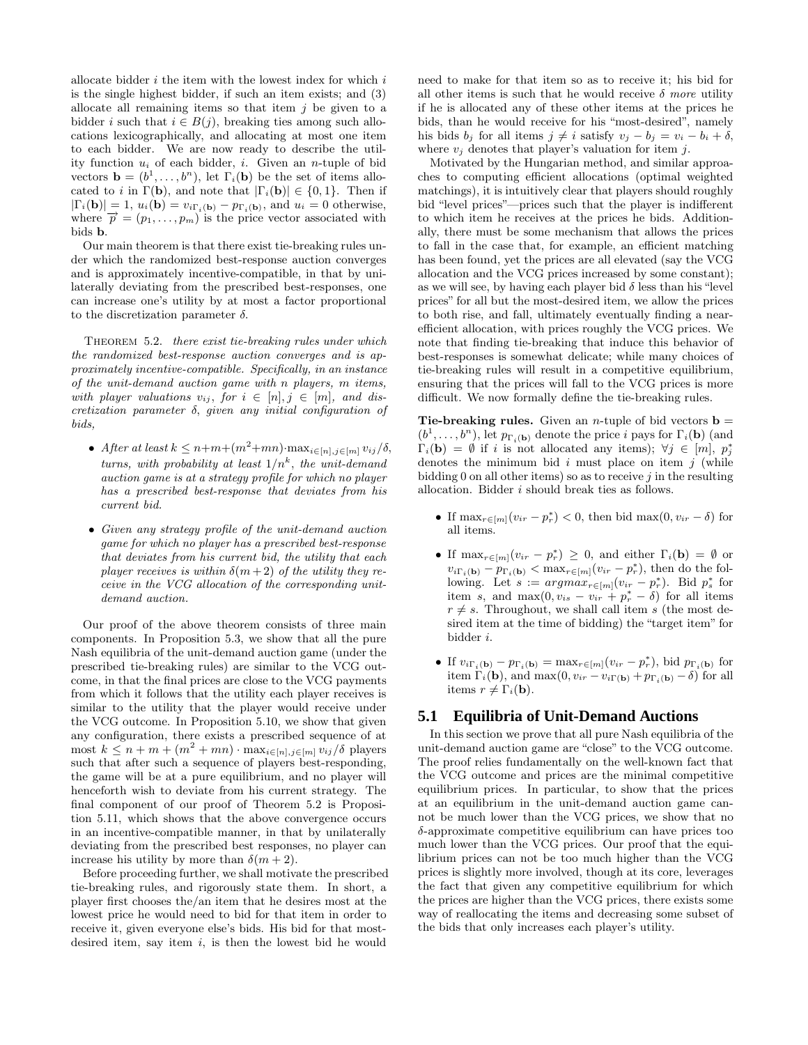allocate bidder $i$ the item with the lowest index for which $i$ is the single highest bidder, if such an item exists; and (3) allocate all remaining items so that item $j$ be given to a bidder $i$ such that $i \in B(j)$, breaking ties among such allocations lexicographically, and allocating at most one item to each bidder. We are now ready to describe the utility function $u_i$ of each bidder, $i$. Given an $n$-tuple of bid vectors $\mathbf{b} = (b^1, \ldots, b^n)$, let $\Gamma_i(\mathbf{b})$ be the set of items allocated to $i$ in $\Gamma(\mathbf{b})$, and note that $|\Gamma_i(\mathbf{b})| \in \{0, 1\}$. Then if $|\Gamma_i(\mathbf{b})| = 1$, $u_i(\mathbf{b}) = v_{i\Gamma_i(\mathbf{b})} - p_{\Gamma_i(\mathbf{b})}$, and $u_i = 0$ otherwise, where $\overrightarrow{p} = (p_1, \ldots, p_m)$ is the price vector associated with bids $\mathbf{b}$.

Our main theorem is that there exist tie-breaking rules under which the randomized best-response auction converges and is approximately incentive-compatible, in that by unilaterally deviating from the prescribed best-responses, one can increase one's utility by at most a factor proportional to the discretization parameter $\delta$.

Theorem 5.2. *there exist tie-breaking rules under which the randomized best-response auction converges and is approximately incentive-compatible. Specifically, in an instance of the unit-demand auction game with $n$ players, $m$ items, with player valuations $v_{ij}$, for $i \in [n], j \in [m]$, and discretization parameter $\delta$, given any initial configuration of bids,*

- *After at least $k \le n+m+(m^2+mn)\cdot \max_{i\in[n],j\in[m]} v_{ij}/\delta$, turns, with probability at least $1/n^k$, the unit-demand auction game is at a strategy profile for which no player has a prescribed best-response that deviates from his current bid.*
- *Given any strategy profile of the unit-demand auction game for which no player has a prescribed best-response that deviates from his current bid, the utility that each player receives is within $\delta(m+2)$ of the utility they receive in the VCG allocation of the corresponding unit-demand auction.*

Our proof of the above theorem consists of three main components. In Proposition 5.3, we show that all the pure Nash equilibria of the unit-demand auction game (under the prescribed tie-breaking rules) are similar to the VCG outcome, in that the final prices are close to the VCG payments from which it follows that the utility each player receives is similar to the utility that the player would receive under the VCG outcome. In Proposition 5.10, we show that given any configuration, there exists a prescribed sequence of at most $k \le n + m + (m^2 + mn) \cdot \max_{i\in[n],j\in[m]} v_{ij}/\delta$ players such that after such a sequence of players best-responding, the game will be at a pure equilibrium, and no player will henceforth wish to deviate from his current strategy. The final component of our proof of Theorem 5.2 is Proposition 5.11, which shows that the above convergence occurs in an incentive-compatible manner, in that by unilaterally deviating from the prescribed best responses, no player can increase his utility by more than $\delta(m + 2)$.

Before proceeding further, we shall motivate the prescribed tie-breaking rules, and rigorously state them. In short, a player first chooses the/an item that he desires most at the lowest price he would need to bid for that item in order to receive it, given everyone else's bids. His bid for that most-desired item, say item $i$, is then the lowest bid he would need to make for that item so as to receive it; his bid for all other items is such that he would receive $\delta$ *more* utility if he is allocated any of these other items at the prices he bids, than he would receive for his "most-desired" item, namely his bids $b_j$ for all items $j \neq i$ satisfy $v_j - b_j = v_i - b_i + \delta$, where $v_j$ denotes that player's valuation for item $j$.

Motivated by the Hungarian method, and similar approaches to computing efficient allocations (optimal weighted matchings), it is intuitively clear that players should roughly bid "level prices"—prices such that the player is indifferent to which item he receives at the prices he bids. Additionally, there must be some mechanism that allows the prices to fall in the case that, for example, an efficient matching has been found, yet the prices are all elevated (say the VCG allocation and the VCG prices increased by some constant); as we will see, by having each player bid $\delta$ less than his "level prices" for all but the most-desired item, we allow the prices to both rise, and fall, ultimately eventually finding a near-efficient allocation, with prices roughly the VCG prices. We note that finding tie-breaking that induce this behavior of best-responses is somewhat delicate; while many choices of tie-breaking rules will result in a competitive equilibrium, ensuring that the prices will fall to the VCG prices is more difficult. We now formally define the tie-breaking rules.

**Tie-breaking rules.** Given an $n$-tuple of bid vectors $\mathbf{b} = (b^1, \ldots, b^n)$, let $p_{\Gamma_i(\mathbf{b})}$ denote the price $i$ pays for $\Gamma_i(\mathbf{b})$ (and $\Gamma_i(\mathbf{b}) = \emptyset$ if $i$ is not allocated any items); $\forall j \in [m]$, $p_j^*$ denotes the minimum bid $i$ must place on item $j$ (while bidding 0 on all other items) so as to receive $j$ in the resulting allocation. Bidder $i$ should break ties as follows.

- If $\max_{r\in[m]}(v_{ir} - p_r^*) < 0$, then bid $\max(0, v_{ir} - \delta)$ for all items.
- If $\max_{r\in[m]}(v_{ir} - p_r^*) \ge 0$, and either $\Gamma_i(\mathbf{b}) = \emptyset$ or $v_{i\Gamma_i(\mathbf{b})} - p_{\Gamma_i(\mathbf{b})} < \max_{r\in[m]}(v_{ir} - p_r^*)$, then do the following. Let $s := argmax_{r\in[m]}(v_{ir} - p_r^*)$. Bid $p_s^*$ for item $s$, and $\max(0, v_{is} - v_{ir} + p_r^* - \delta)$ for all items $r \neq s$. Throughout, we shall call item $s$ (the most desired item at the time of bidding) the "target item" for bidder $i$.
- If $v_{i\Gamma_i(\mathbf{b})} - p_{\Gamma_i(\mathbf{b})} = \max_{r\in[m]}(v_{ir} - p_r^*)$, bid $p_{\Gamma_i(\mathbf{b})}$ for item $\Gamma_i(\mathbf{b})$, and $\max(0, v_{ir} - v_{i\Gamma(\mathbf{b})} + p_{\Gamma_i(\mathbf{b})} - \delta)$ for all items $r \neq \Gamma_i(\mathbf{b})$.

## 5.1 Equilibria of Unit-Demand Auctions

In this section we prove that all pure Nash equilibria of the unit-demand auction game are "close" to the VCG outcome. The proof relies fundamentally on the well-known fact that the VCG outcome and prices are the minimal competitive equilibrium prices. In particular, to show that the prices at an equilibrium in the unit-demand auction game cannot be much lower than the VCG prices, we show that no $\delta$-approximate competitive equilibrium can have prices too much lower than the VCG prices. Our proof that the equilibrium prices can not be too much higher than the VCG prices is slightly more involved, though at its core, leverages the fact that given any competitive equilibrium for which the prices are higher than the VCG prices, there exists some way of reallocating the items and decreasing some subset of the bids that only increases each player's utility.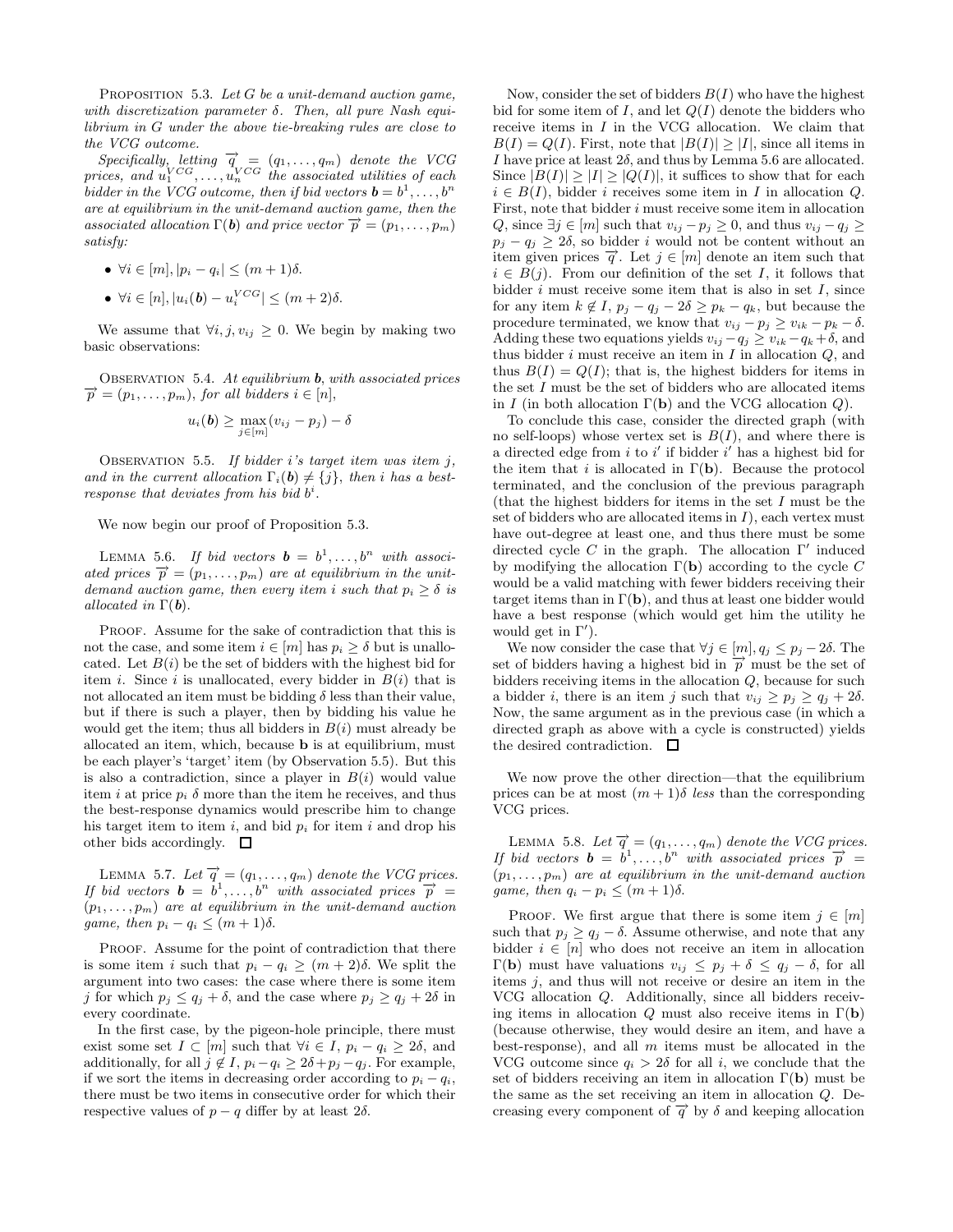**Proposition 5.3.** *Let $G$ be a unit-demand auction game, with discretization parameter $\delta$. Then, all pure Nash equilibrium in $G$ under the above tie-breaking rules are close to the VCG outcome.*

*Specifically, letting $\overrightarrow{q} = (q_1, \ldots, q_m)$ denote the VCG prices, and $u_1^{VCG}, \ldots, u_n^{VCG}$ the associated utilities of each bidder in the VCG outcome, then if bid vectors $\mathbf{b} = b^1, \ldots, b^n$ are at equilibrium in the unit-demand auction game, then the associated allocation $\Gamma(\mathbf{b})$ and price vector $\overrightarrow{p} = (p_1, \ldots, p_m)$ satisfy:*

- $\forall i \in [m], |p_i - q_i| \leq (m+1)\delta.$
- $\forall i \in [n], |u_i(\mathbf{b}) - u_i^{VCG}| \leq (m+2)\delta.$

We assume that $\forall i, j, v_{ij} \geq 0$. We begin by making two basic observations:

**Observation 5.4.** *At equilibrium $\mathbf{b}$, with associated prices $\overrightarrow{p} = (p_1, \ldots, p_m)$, for all bidders $i \in [n]$,*

$$u_i(\mathbf{b}) \geq \max_{j \in [m]} (v_{ij} - p_j) - \delta$$

**Observation 5.5.** *If bidder $i$'s target item was item $j$, and in the current allocation $\Gamma_i(\mathbf{b}) \neq \{j\}$, then $i$ has a best-response that deviates from his bid $b^i$.*

We now begin our proof of Proposition 5.3.

**Lemma 5.6.** *If bid vectors $\mathbf{b} = b^1, \ldots, b^n$ with associated prices $\overrightarrow{p} = (p_1, \ldots, p_m)$ are at equilibrium in the unit-demand auction game, then every item $i$ such that $p_i \geq \delta$ is allocated in $\Gamma(\mathbf{b})$.*

Proof. Assume for the sake of contradiction that this is not the case, and some item $i \in [m]$ has $p_i \geq \delta$ but is unallocated. Let $B(i)$ be the set of bidders with the highest bid for item $i$. Since $i$ is unallocated, every bidder in $B(i)$ that is not allocated an item must be bidding $\delta$ less than their value, but if there is such a player, then by bidding his value he would get the item; thus all bidders in $B(i)$ must already be allocated an item, which, because $\mathbf{b}$ is at equilibrium, must be each player's 'target' item (by Observation 5.5). But this is also a contradiction, since a player in $B(i)$ would value item $i$ at price $p_i$ $\delta$ more than the item he receives, and thus the best-response dynamics would prescribe him to change his target item to item $i$, and bid $p_i$ for item $i$ and drop his other bids accordingly. □

**Lemma 5.7.** *Let $\overrightarrow{q} = (q_1, \ldots, q_m)$ denote the VCG prices. If bid vectors $\mathbf{b} = b^1, \ldots, b^n$ with associated prices $\overrightarrow{p} = (p_1, \ldots, p_m)$ are at equilibrium in the unit-demand auction game, then $p_i - q_i \leq (m+1)\delta$.*

Proof. Assume for the point of contradiction that there is some item $i$ such that $p_i - q_i \geq (m+2)\delta$. We split the argument into two cases: the case where there is some item $j$ for which $p_j \leq q_j + \delta$, and the case where $p_j \geq q_j + 2\delta$ in every coordinate.

In the first case, by the pigeon-hole principle, there must exist some set $I \subset [m]$ such that $\forall i \in I$, $p_i - q_i \geq 2\delta$, and additionally, for all $j \notin I$, $p_i - q_i \geq 2\delta + p_j - q_j$. For example, if we sort the items in decreasing order according to $p_i - q_i$, there must be two items in consecutive order for which their respective values of $p - q$ differ by at least $2\delta$.

Now, consider the set of bidders $B(I)$ who have the highest bid for some item of $I$, and let $Q(I)$ denote the bidders who receive items in $I$ in the VCG allocation. We claim that $B(I) = Q(I)$. First, note that $|B(I)| \geq |I|$, since all items in $I$ have price at least $2\delta$, and thus by Lemma 5.6 are allocated. Since $|B(I)| \geq |I| \geq |Q(I)|$, it suffices to show that for each $i \in B(I)$, bidder $i$ receives some item in $I$ in allocation $Q$. First, note that bidder $i$ must receive some item in allocation $Q$, since $\exists j \in [m]$ such that $v_{ij} - p_j \geq 0$, and thus $v_{ij} - q_j \geq p_j - q_j \geq 2\delta$, so bidder $i$ would not be content without an item given prices $\overrightarrow{q}$. Let $j \in [m]$ denote an item such that $i \in B(j)$. From our definition of the set $I$, it follows that bidder $i$ must receive some item that is also in set $I$, since for any item $k \notin I$, $p_j - q_j - 2\delta \geq p_k - q_k$, but because the procedure terminated, we know that $v_{ij} - p_j \geq v_{ik} - p_k - \delta$. Adding these two equations yields $v_{ij} - q_j \geq v_{ik} - q_k + \delta$, and thus bidder $i$ must receive an item in $I$ in allocation $Q$, and thus $B(I) = Q(I)$; that is, the highest bidders for items in the set $I$ must be the set of bidders who are allocated items in $I$ (in both allocation $\Gamma(\mathbf{b})$ and the VCG allocation $Q$).

To conclude this case, consider the directed graph (with no self-loops) whose vertex set is $B(I)$, and where there is a directed edge from $i$ to $i'$ if bidder $i'$ has a highest bid for the item that $i$ is allocated in $\Gamma(\mathbf{b})$. Because the protocol terminated, and the conclusion of the previous paragraph (that the highest bidders for items in the set $I$ must be the set of bidders who are allocated items in $I$), each vertex must have out-degree at least one, and thus there must be some directed cycle $C$ in the graph. The allocation $\Gamma'$ induced by modifying the allocation $\Gamma(\mathbf{b})$ according to the cycle $C$ would be a valid matching with fewer bidders receiving their target items than in $\Gamma(\mathbf{b})$, and thus at least one bidder would have a best response (which would get him the utility he would get in $\Gamma'$).

We now consider the case that $\forall j \in [m], q_j \leq p_j - 2\delta$. The set of bidders having a highest bid in $\overrightarrow{p}$ must be the set of bidders receiving items in the allocation $Q$, because for such a bidder $i$, there is an item $j$ such that $v_{ij} \geq p_j \geq q_j + 2\delta$. Now, the same argument as in the previous case (in which a directed graph as above with a cycle is constructed) yields the desired contradiction. □

We now prove the other direction—that the equilibrium prices can be at most $(m+1)\delta$ *less* than the corresponding VCG prices.

**Lemma 5.8.** *Let $\overrightarrow{q} = (q_1, \ldots, q_m)$ denote the VCG prices. If bid vectors $\mathbf{b} = b^1, \ldots, b^n$ with associated prices $\overrightarrow{p} = (p_1, \ldots, p_m)$ are at equilibrium in the unit-demand auction game, then $q_i - p_i \leq (m+1)\delta$.*

Proof. We first argue that there is some item $j \in [m]$ such that $p_j \geq q_j - \delta$. Assume otherwise, and note that any bidder $i \in [n]$ who does not receive an item in allocation $\Gamma(\mathbf{b})$ must have valuations $v_{ij} \leq p_j + \delta \leq q_j - \delta$, for all items $j$, and thus will not receive or desire an item in the VCG allocation $Q$. Additionally, since all bidders receiving items in allocation $Q$ must also receive items in $\Gamma(\mathbf{b})$ (because otherwise, they would desire an item, and have a best-response), and all $m$ items must be allocated in the VCG outcome since $q_i > 2\delta$ for all $i$, we conclude that the set of bidders receiving an item in allocation $\Gamma(\mathbf{b})$ must be the same as the set receiving an item in allocation $Q$. Decreasing every component of $\overrightarrow{q}$ by $\delta$ and keeping allocation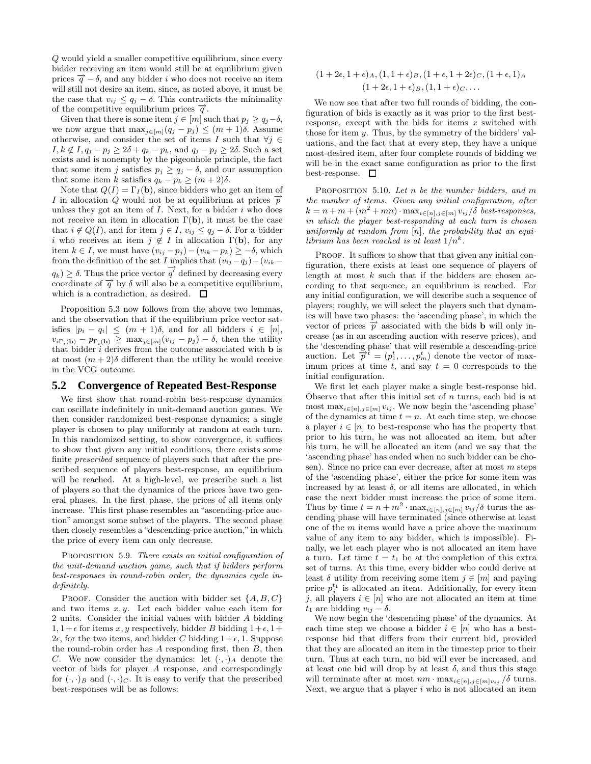$Q$ would yield a smaller competitive equilibrium, since every bidder receiving an item would still be at equilibrium given prices $\overrightarrow{q} - \delta$, and any bidder $i$ who does not receive an item will still not desire an item, since, as noted above, it must be the case that $v_{ij} \leq q_j - \delta$. This contradicts the minimality of the competitive equilibrium prices $\overrightarrow{q}$.

Given that there is some item $j \in [m]$ such that $p_j \geq q_j - \delta$, we now argue that $\max_{j \in [m]}(q_j - p_j) \leq (m+1)\delta$. Assume otherwise, and consider the set of items $I$ such that $\forall j \in I, k \notin I, q_j - p_j \geq 2\delta + q_k - p_k$, and $q_j - p_j \geq 2\delta$. Such a set exists and is nonempty by the pigeonhole principle, the fact that some item $j$ satisfies $p_j \geq q_j - \delta$, and our assumption that some item $k$ satisfies $q_k - p_k \geq (m+2)\delta$.

Note that $Q(I) = \Gamma_I(\mathbf{b})$, since bidders who get an item of $I$ in allocation $Q$ would not be at equilibrium at prices $\overrightarrow{p}$ unless they got an item of $I$. Next, for a bidder $i$ who does not receive an item in allocation $\Gamma(\mathbf{b})$, it must be the case that $i \notin Q(I)$, and for item $j \in I$, $v_{ij} \leq q_j - \delta$. For a bidder $i$ who receives an item $j \notin I$ in allocation $\Gamma(\mathbf{b})$, for any item $k \in I$, we must have $(v_{ij} - p_j) - (v_{ik} - p_k) \geq -\delta$, which from the definition of the set $I$ implies that $(v_{ij} - q_j) - (v_{ik} - q_k) \geq \delta$. Thus the price vector $\overrightarrow{q'}$ defined by decreasing every coordinate of $\overrightarrow{q}$ by $\delta$ will also be a competitive equilibrium, which is a contradiction, as desired. $\square$

Proposition 5.3 now follows from the above two lemmas, and the observation that if the equilibrium price vector satisfies $|p_i - q_i| \leq (m+1)\delta$, and for all bidders $i \in [n]$, $v_{i\Gamma_i(\mathbf{b})} - p_{\Gamma_i(\mathbf{b})} \geq \max_{j \in [m]}(v_{ij} - p_j) - \delta$, then the utility that bidder $i$ derives from the outcome associated with $\mathbf{b}$ is at most $(m+2)\delta$ different than the utility he would receive in the VCG outcome.

## 5.2 Convergence of Repeated Best-Response

We first show that round-robin best-response dynamics can oscillate indefinitely in unit-demand auction games. We then consider randomized best-response dynamics; a single player is chosen to play uniformly at random at each turn. In this randomized setting, to show convergence, it suffices to show that given any initial conditions, there exists some finite *prescribed* sequence of players such that after the prescribed sequence of players best-response, an equilibrium will be reached. At a high-level, we prescribe such a list of players so that the dynamics of the prices have two general phases. In the first phase, the prices of all items only increase. This first phase resembles an "ascending-price auction" amongst some subset of the players. The second phase then closely resembles a "descending-price auction," in which the price of every item can only decrease.

Proposition 5.9. *There exists an initial configuration of the unit-demand auction game, such that if bidders perform best-responses in round-robin order, the dynamics cycle indefinitely.*

Proof. Consider the auction with bidder set $\{A, B, C\}$ and two items $x, y$. Let each bidder value each item for 2 units. Consider the initial values with bidder $A$ bidding $1, 1+\epsilon$ for items $x, y$ respectively, bidder $B$ bidding $1+\epsilon, 1+2\epsilon$, for the two items, and bidder $C$ bidding $1+\epsilon, 1$. Suppose the round-robin order has $A$ responding first, then $B$, then $C$. We now consider the dynamics: let $(\cdot,\cdot)_A$ denote the vector of bids for player $A$ response, and correspondingly for $(\cdot,\cdot)_B$ and $(\cdot,\cdot)_C$. It is easy to verify that the prescribed best-responses will be as follows:

$$(1+2\epsilon, 1+\epsilon)_A, (1, 1+\epsilon)_B, (1+\epsilon, 1+2\epsilon)_C, (1+\epsilon, 1)_A$$
$$(1+2\epsilon, 1+\epsilon)_B, (1, 1+\epsilon)_C, \ldots$$

We now see that after two full rounds of bidding, the configuration of bids is exactly as it was prior to the first best-response, except with the bids for items $x$ switched with those for item $y$. Thus, by the symmetry of the bidders' valuations, and the fact that at every step, they have a unique most-desired item, after four complete rounds of bidding we will be in the exact same configuration as prior to the first best-response. $\square$

Proposition 5.10. *Let $n$ be the number bidders, and $m$ the number of items. Given any initial configuration, after $k = n + m + (m^2 + mn) \cdot \max_{i \in [n], j \in [m]} v_{ij}/\delta$ best-responses, in which the player best-responding at each turn is chosen uniformly at random from $[n]$, the probability that an equilibrium has been reached is at least $1/n^k$.*

Proof. It suffices to show that that given any initial configuration, there exists at least one sequence of players of length at most $k$ such that if the bidders are chosen according to that sequence, an equilibrium is reached. For any initial configuration, we will describe such a sequence of players; roughly, we will select the players such that dynamics will have two phases: the 'ascending phase', in which the vector of prices $\overrightarrow{p}$ associated with the bids $\mathbf{b}$ will only increase (as in an ascending auction with reserve prices), and the 'descending phase' that will resemble a descending-price auction. Let $\overrightarrow{p}^t = (p_1^t, \ldots, p_m^t)$ denote the vector of maximum prices at time $t$, and say $t = 0$ corresponds to the initial configuration.

We first let each player make a single best-response bid. Observe that after this initial set of $n$ turns, each bid is at most $\max_{i \in [n], j \in [m]} v_{ij}$. We now begin the 'ascending phase' of the dynamics at time $t = n$. At each time step, we choose a player $i \in [n]$ to best-response who has the property that prior to his turn, he was not allocated an item, but after his turn, he will be allocated an item (and we say that the 'ascending phase' has ended when no such bidder can be chosen). Since no price can ever decrease, after at most $m$ steps of the 'ascending phase', either the price for some item was increased by at least $\delta$, or all items are allocated, in which case the next bidder must increase the price of some item. Thus by time $t = n + m^2 \cdot \max_{i \in [n], j \in [m]} v_{ij}/\delta$ turns the ascending phase will have terminated (since otherwise at least one of the $m$ items would have a price above the maximum value of any item to any bidder, which is impossible). Finally, we let each player who is not allocated an item have a turn. Let time $t = t_1$ be at the completion of this extra set of turns. At this time, every bidder who could derive at least $\delta$ utility from receiving some item $j \in [m]$ and paying price $p_j^{t_1}$ is allocated an item. Additionally, for every item $j$, all players $i \in [n]$ who are not allocated an item at time $t_1$ are bidding $v_{ij} - \delta$.

We now begin the 'descending phase' of the dynamics. At each time step we choose a bidder $i \in [n]$ who has a best-response bid that differs from their current bid, provided that they are allocated an item in the timestep prior to their turn. Thus at each turn, no bid will ever be increased, and at least one bid will drop by at least $\delta$, and thus this stage will terminate after at most $nm \cdot \max_{i \in [n], j \in [m] v_{ij}}/\delta$ turns. Next, we argue that a player $i$ who is not allocated an item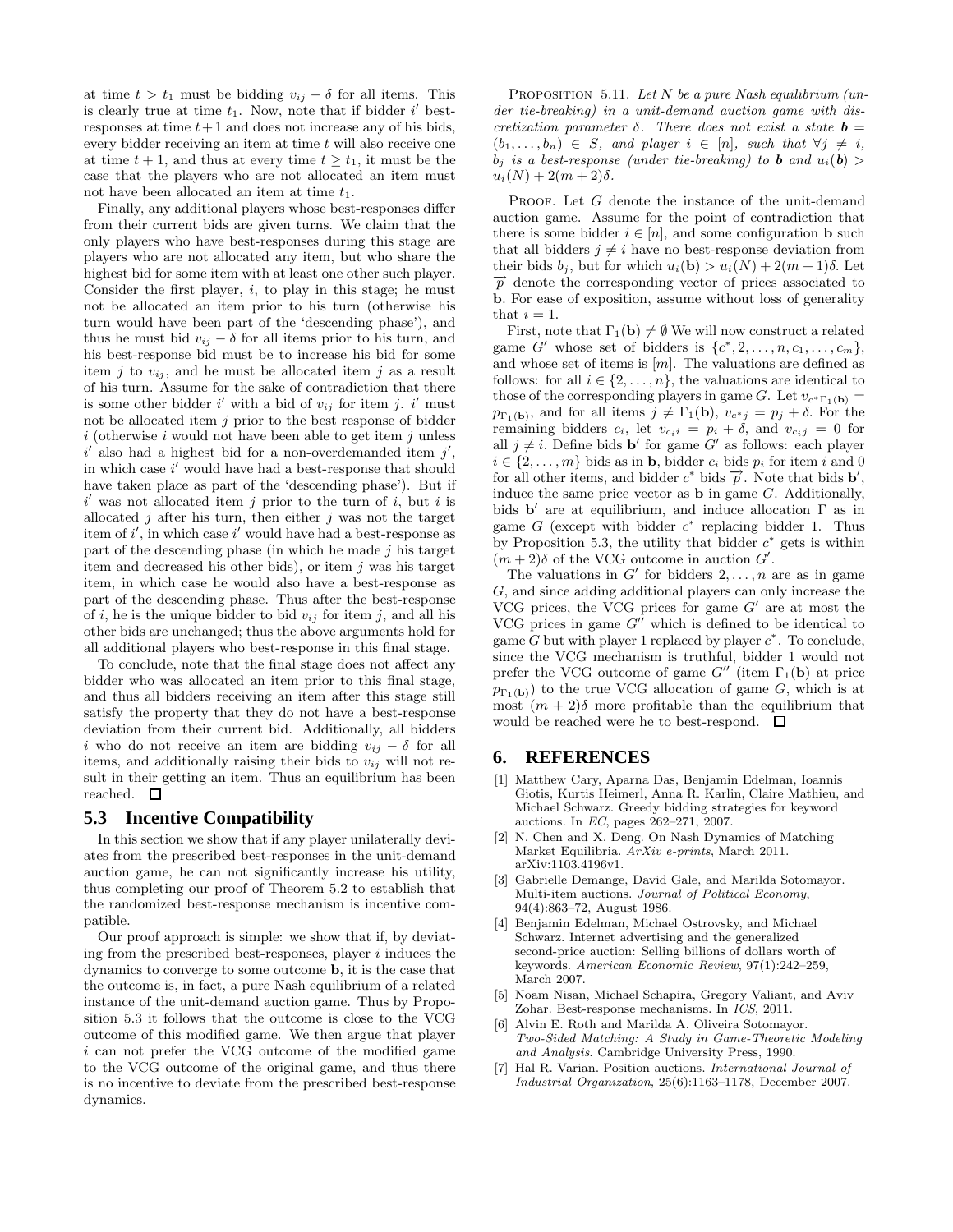at time $t > t_1$ must be bidding $v_{ij} - \delta$ for all items. This is clearly true at time $t_1$. Now, note that if bidder $i'$ best-responses at time $t+1$ and does not increase any of his bids, every bidder receiving an item at time $t$ will also receive one at time $t+1$, and thus at every time $t \geq t_1$, it must be the case that the players who are not allocated an item must not have been allocated an item at time $t_1$.

Finally, any additional players whose best-responses differ from their current bids are given turns. We claim that the only players who have best-responses during this stage are players who are not allocated any item, but who share the highest bid for some item with at least one other such player. Consider the first player, $i$, to play in this stage; he must not be allocated an item prior to his turn (otherwise his turn would have been part of the 'descending phase'), and thus he must bid $v_{ij} - \delta$ for all items prior to his turn, and his best-response bid must be to increase his bid for some item $j$ to $v_{ij}$, and he must be allocated item $j$ as a result of his turn. Assume for the sake of contradiction that there is some other bidder $i'$ with a bid of $v_{ij}$ for item $j$. $i'$ must not be allocated item $j$ prior to the best response of bidder $i$ (otherwise $i$ would not have been able to get item $j$ unless $i'$ also had a highest bid for a non-overdemanded item $j'$, in which case $i'$ would have had a best-response that should have taken place as part of the 'descending phase'). But if $i'$ was not allocated item $j$ prior to the turn of $i$, but $i$ is allocated $j$ after his turn, then either $j$ was not the target item of $i'$, in which case $i'$ would have had a best-response as part of the descending phase (in which he made $j$ his target item and decreased his other bids), or item $j$ was his target item, in which case he would also have a best-response as part of the descending phase. Thus after the best-response of $i$, he is the unique bidder to bid $v_{ij}$ for item $j$, and all his other bids are unchanged; thus the above arguments hold for all additional players who best-response in this final stage.

To conclude, note that the final stage does not affect any bidder who was allocated an item prior to this final stage, and thus all bidders receiving an item after this stage still satisfy the property that they do not have a best-response deviation from their current bid. Additionally, all bidders $i$ who do not receive an item are bidding $v_{ij} - \delta$ for all items, and additionally raising their bids to $v_{ij}$ will not result in their getting an item. Thus an equilibrium has been reached. $\square$

## 5.3 Incentive Compatibility

In this section we show that if any player unilaterally deviates from the prescribed best-responses in the unit-demand auction game, he can not significantly increase his utility, thus completing our proof of Theorem 5.2 to establish that the randomized best-response mechanism is incentive compatible.

Our proof approach is simple: we show that if, by deviating from the prescribed best-responses, player $i$ induces the dynamics to converge to some outcome $\mathbf{b}$, it is the case that the outcome is, in fact, a pure Nash equilibrium of a related instance of the unit-demand auction game. Thus by Proposition 5.3 it follows that the outcome is close to the VCG outcome of this modified game. We then argue that player $i$ can not prefer the VCG outcome of the modified game to the VCG outcome of the original game, and thus there is no incentive to deviate from the prescribed best-response dynamics.

PROPOSITION 5.11. *Let $N$ be a pure Nash equilibrium (under tie-breaking) in a unit-demand auction game with discretization parameter $\delta$. There does not exist a state $\mathbf{b} = (b_1, \ldots, b_n) \in S$, and player $i \in [n]$, such that $\forall j \neq i$, $b_j$ is a best-response (under tie-breaking) to $\mathbf{b}$ and $u_i(\mathbf{b}) > u_i(N) + 2(m+2)\delta$.*

PROOF. Let $G$ denote the instance of the unit-demand auction game. Assume for the point of contradiction that there is some bidder $i \in [n]$, and some configuration $\mathbf{b}$ such that all bidders $j \neq i$ have no best-response deviation from their bids $b_j$, but for which $u_i(\mathbf{b}) > u_i(N) + 2(m+1)\delta$. Let $\overrightarrow{p}$ denote the corresponding vector of prices associated to $\mathbf{b}$. For ease of exposition, assume without loss of generality that $i = 1$.

First, note that $\Gamma_1(\mathbf{b}) \neq \emptyset$ We will now construct a related game $G'$ whose set of bidders is $\{c^*, 2, \ldots, n, c_1, \ldots, c_m\}$, and whose set of items is $[m]$. The valuations are defined as follows: for all $i \in \{2, \ldots, n\}$, the valuations are identical to those of the corresponding players in game $G$. Let $v_{c^*\Gamma_1(\mathbf{b})} = p_{\Gamma_1(\mathbf{b})}$, and for all items $j \neq \Gamma_1(\mathbf{b})$, $v_{c^*j} = p_j + \delta$. For the remaining bidders $c_i$, let $v_{c_i i} = p_i + \delta$, and $v_{c_i j} = 0$ for all $j \neq i$. Define bids $\mathbf{b}'$ for game $G'$ as follows: each player $i \in \{2, \ldots, m\}$ bids as in $\mathbf{b}$, bidder $c_i$ bids $p_i$ for item $i$ and 0 for all other items, and bidder $c^*$ bids $\overrightarrow{p}$. Note that bids $\mathbf{b}'$, induce the same price vector as $\mathbf{b}$ in game $G$. Additionally, bids $\mathbf{b}'$ are at equilibrium, and induce allocation $\Gamma$ as in game $G$ (except with bidder $c^*$ replacing bidder 1. Thus by Proposition 5.3, the utility that bidder $c^*$ gets is within $(m+2)\delta$ of the VCG outcome in auction $G'$.

The valuations in $G'$ for bidders $2, \ldots, n$ are as in game $G$, and since adding additional players can only increase the VCG prices, the VCG prices for game $G'$ are at most the VCG prices in game $G''$ which is defined to be identical to game $G$ but with player 1 replaced by player $c^*$. To conclude, since the VCG mechanism is truthful, bidder 1 would not prefer the VCG outcome of game $G''$ (item $\Gamma_1(\mathbf{b})$ at price $p_{\Gamma_1(\mathbf{b})}$) to the true VCG allocation of game $G$, which is at most $(m+2)\delta$ more profitable than the equilibrium that would be reached were he to best-respond. $\square$

# 6. REFERENCES

[1] Matthew Cary, Aparna Das, Benjamin Edelman, Ioannis Giotis, Kurtis Heimerl, Anna R. Karlin, Claire Mathieu, and Michael Schwarz. Greedy bidding strategies for keyword auctions. In *EC*, pages 262–271, 2007.

[2] N. Chen and X. Deng. On Nash Dynamics of Matching Market Equilibria. *ArXiv e-prints*, March 2011. arXiv:1103.4196v1.

[3] Gabrielle Demange, David Gale, and Marilda Sotomayor. Multi-item auctions. *Journal of Political Economy*, 94(4):863–72, August 1986.

[4] Benjamin Edelman, Michael Ostrovsky, and Michael Schwarz. Internet advertising and the generalized second-price auction: Selling billions of dollars worth of keywords. *American Economic Review*, 97(1):242–259, March 2007.

[5] Noam Nisan, Michael Schapira, Gregory Valiant, and Aviv Zohar. Best-response mechanisms. In *ICS*, 2011.

[6] Alvin E. Roth and Marilda A. Oliveira Sotomayor. *Two-Sided Matching: A Study in Game-Theoretic Modeling and Analysis*. Cambridge University Press, 1990.

[7] Hal R. Varian. Position auctions. *International Journal of Industrial Organization*, 25(6):1163–1178, December 2007.